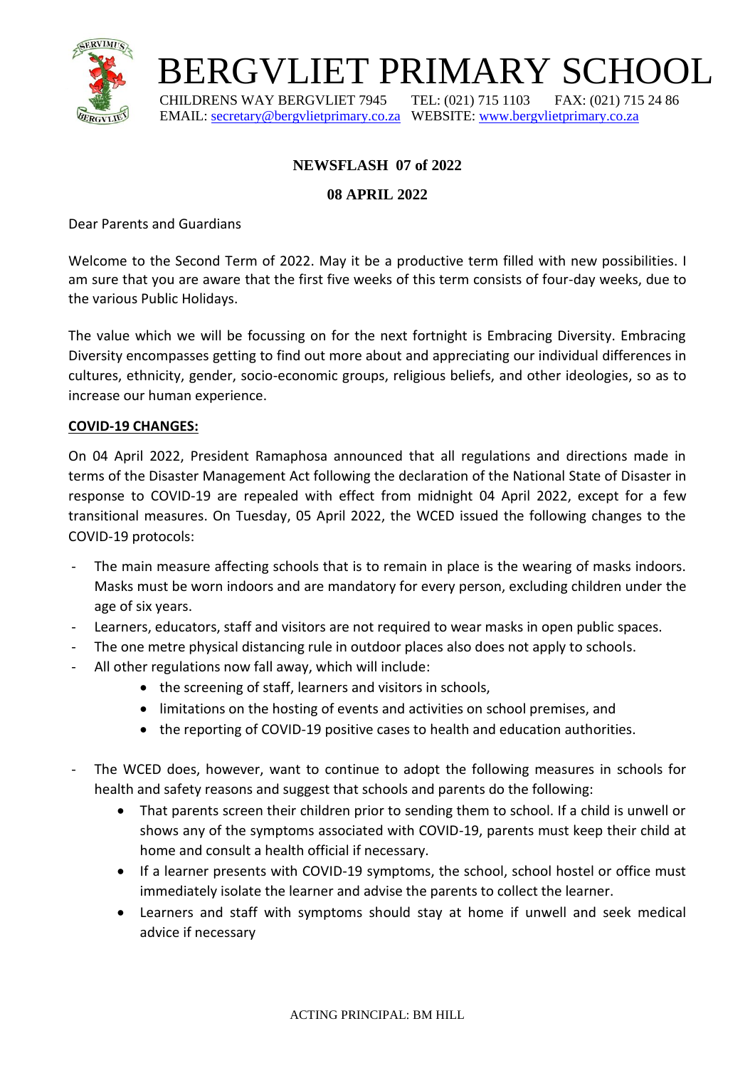# BERGVLIET PRIMARY SCHOOL

CHILDRENS WAY BERGVLIET 7945 TEL: (021) 715 1103 FAX: (021) 715 24 86
EMAIL: secretary@bergvlietprimary.co.za WEBSITE: www.bergvlietprimary.co.za

**NEWSFLASH 07 of 2022**

**08 APRIL 2022**

Dear Parents and Guardians

Welcome to the Second Term of 2022. May it be a productive term filled with new possibilities. I am sure that you are aware that the first five weeks of this term consists of four-day weeks, due to the various Public Holidays.

The value which we will be focussing on for the next fortnight is Embracing Diversity. Embracing Diversity encompasses getting to find out more about and appreciating our individual differences in cultures, ethnicity, gender, socio-economic groups, religious beliefs, and other ideologies, so as to increase our human experience.

**COVID-19 CHANGES:**

On 04 April 2022, President Ramaphosa announced that all regulations and directions made in terms of the Disaster Management Act following the declaration of the National State of Disaster in response to COVID-19 are repealed with effect from midnight 04 April 2022, except for a few transitional measures. On Tuesday, 05 April 2022, the WCED issued the following changes to the COVID-19 protocols:

- The main measure affecting schools that is to remain in place is the wearing of masks indoors. Masks must be worn indoors and are mandatory for every person, excluding children under the age of six years.
- Learners, educators, staff and visitors are not required to wear masks in open public spaces.
- The one metre physical distancing rule in outdoor places also does not apply to schools.
- All other regulations now fall away, which will include:
  - the screening of staff, learners and visitors in schools,
  - limitations on the hosting of events and activities on school premises, and
  - the reporting of COVID-19 positive cases to health and education authorities.
- The WCED does, however, want to continue to adopt the following measures in schools for health and safety reasons and suggest that schools and parents do the following:
  - That parents screen their children prior to sending them to school. If a child is unwell or shows any of the symptoms associated with COVID-19, parents must keep their child at home and consult a health official if necessary.
  - If a learner presents with COVID-19 symptoms, the school, school hostel or office must immediately isolate the learner and advise the parents to collect the learner.
  - Learners and staff with symptoms should stay at home if unwell and seek medical advice if necessary

ACTING PRINCIPAL: BM HILL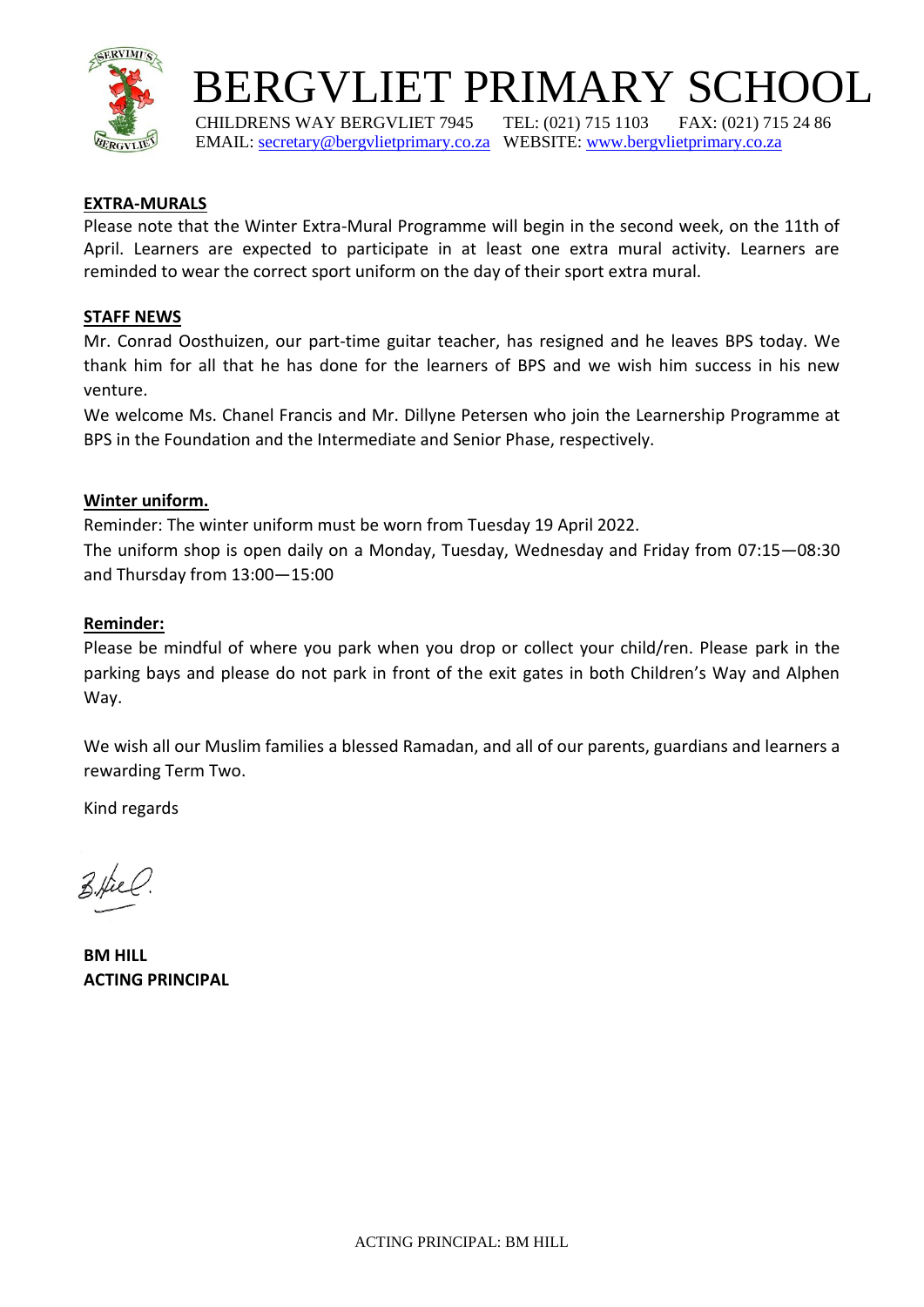# BERGVLIET PRIMARY SCHOOL

CHILDRENS WAY BERGVLIET 7945 TEL: (021) 715 1103 FAX: (021) 715 24 86
EMAIL: secretary@bergvlietprimary.co.za WEBSITE: www.bergvlietprimary.co.za

**EXTRA-MURALS**

Please note that the Winter Extra-Mural Programme will begin in the second week, on the 11th of April. Learners are expected to participate in at least one extra mural activity. Learners are reminded to wear the correct sport uniform on the day of their sport extra mural.

**STAFF NEWS**

Mr. Conrad Oosthuizen, our part-time guitar teacher, has resigned and he leaves BPS today. We thank him for all that he has done for the learners of BPS and we wish him success in his new venture.

We welcome Ms. Chanel Francis and Mr. Dillyne Petersen who join the Learnership Programme at BPS in the Foundation and the Intermediate and Senior Phase, respectively.

**Winter uniform.**

Reminder: The winter uniform must be worn from Tuesday 19 April 2022.

The uniform shop is open daily on a Monday, Tuesday, Wednesday and Friday from 07:15—08:30 and Thursday from 13:00—15:00

**Reminder:**

Please be mindful of where you park when you drop or collect your child/ren. Please park in the parking bays and please do not park in front of the exit gates in both Children's Way and Alphen Way.

We wish all our Muslim families a blessed Ramadan, and all of our parents, guardians and learners a rewarding Term Two.

Kind regards

**BM HILL**
**ACTING PRINCIPAL**